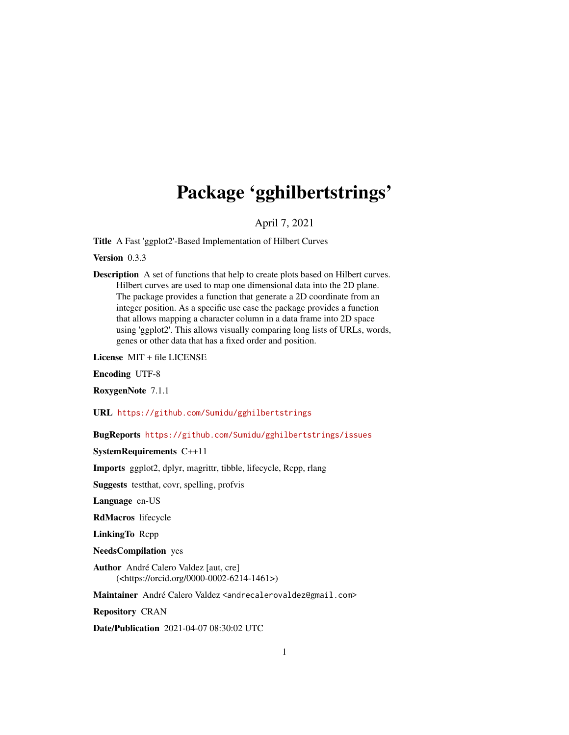# Package 'gghilbertstrings'

April 7, 2021

**Title** A Fast 'ggplot2'-Based Implementation of Hilbert Curves

**Version** 0.3.3

**Description** A set of functions that help to create plots based on Hilbert curves. Hilbert curves are used to map one dimensional data into the 2D plane. The package provides a function that generate a 2D coordinate from an integer position. As a specific use case the package provides a function that allows mapping a character column in a data frame into 2D space using 'ggplot2'. This allows visually comparing long lists of URLs, words, genes or other data that has a fixed order and position.

**License** MIT + file LICENSE

**Encoding** UTF-8

**RoxygenNote** 7.1.1

**URL** https://github.com/Sumidu/gghilbertstrings

**BugReports** https://github.com/Sumidu/gghilbertstrings/issues

**SystemRequirements** C++11

**Imports** ggplot2, dplyr, magrittr, tibble, lifecycle, Rcpp, rlang

**Suggests** testthat, covr, spelling, profvis

**Language** en-US

**RdMacros** lifecycle

**LinkingTo** Rcpp

**NeedsCompilation** yes

**Author** André Calero Valdez [aut, cre] (<https://orcid.org/0000-0002-6214-1461>)

**Maintainer** André Calero Valdez <andrecalerovaldez@gmail.com>

**Repository** CRAN

**Date/Publication** 2021-04-07 08:30:02 UTC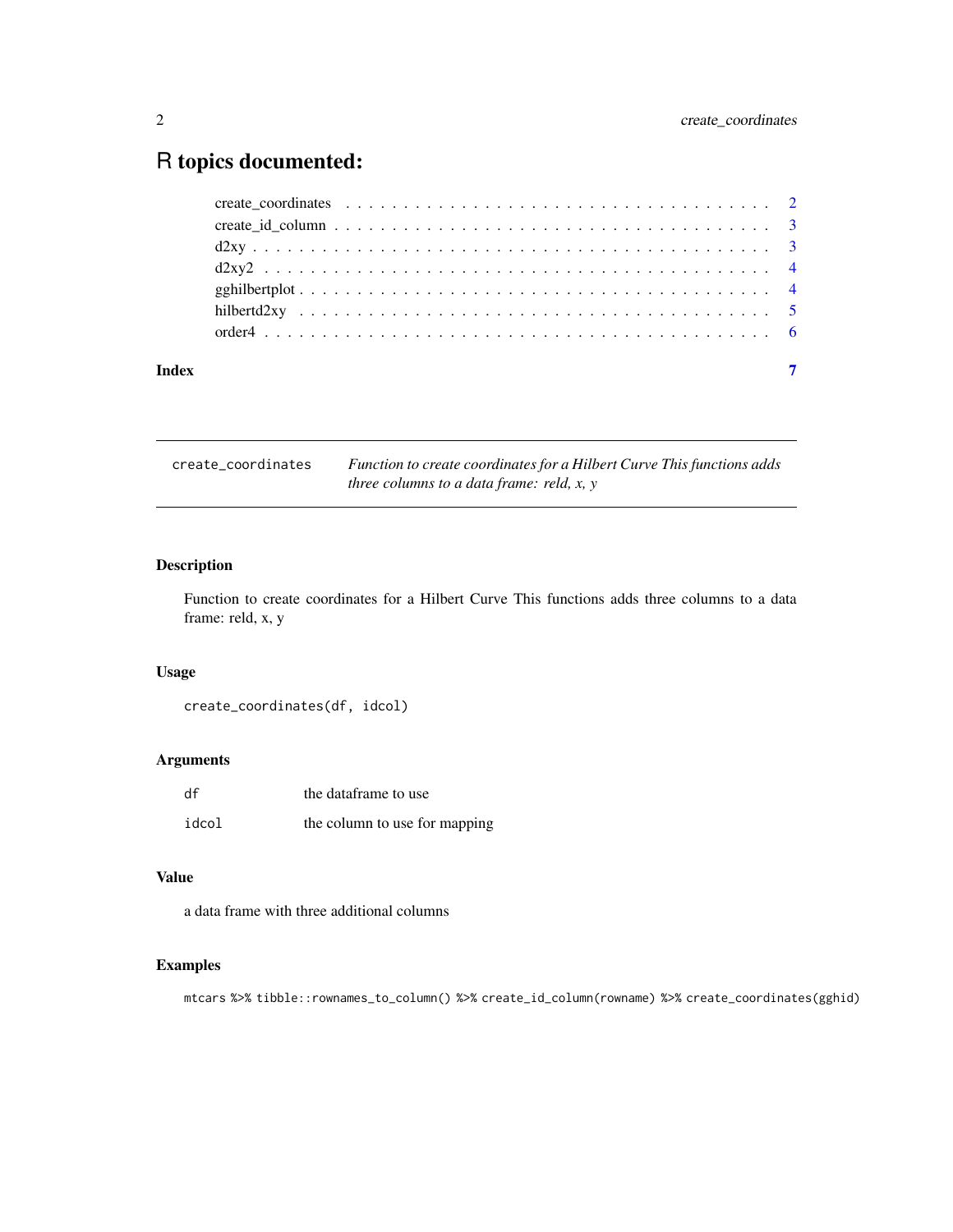# R topics documented:

create_coordinates . . . . . . . . . . . . . . . . . . . . . . . . . . . . . . . . . . . 2
create_id_column . . . . . . . . . . . . . . . . . . . . . . . . . . . . . . . . . . . . 3
d2xy . . . . . . . . . . . . . . . . . . . . . . . . . . . . . . . . . . . . . . . . . . 3
d2xy2 . . . . . . . . . . . . . . . . . . . . . . . . . . . . . . . . . . . . . . . . . 4
gghilbertplot . . . . . . . . . . . . . . . . . . . . . . . . . . . . . . . . . . . . . 4
hilbertd2xy . . . . . . . . . . . . . . . . . . . . . . . . . . . . . . . . . . . . . . 5
order4 . . . . . . . . . . . . . . . . . . . . . . . . . . . . . . . . . . . . . . . . . 6

**Index** **7**

---

`create_coordinates` *Function to create coordinates for a Hilbert Curve This functions adds three columns to a data frame: reld, x, y*

---

### Description

Function to create coordinates for a Hilbert Curve This functions adds three columns to a data frame: reld, x, y

### Usage

```
create_coordinates(df, idcol)
```

### Arguments

| | |
|---|---|
| `df` | the dataframe to use |
| `idcol` | the column to use for mapping |

### Value

a data frame with three additional columns

### Examples

```
mtcars %>% tibble::rownames_to_column() %>% create_id_column(rowname) %>% create_coordinates(gghid)
```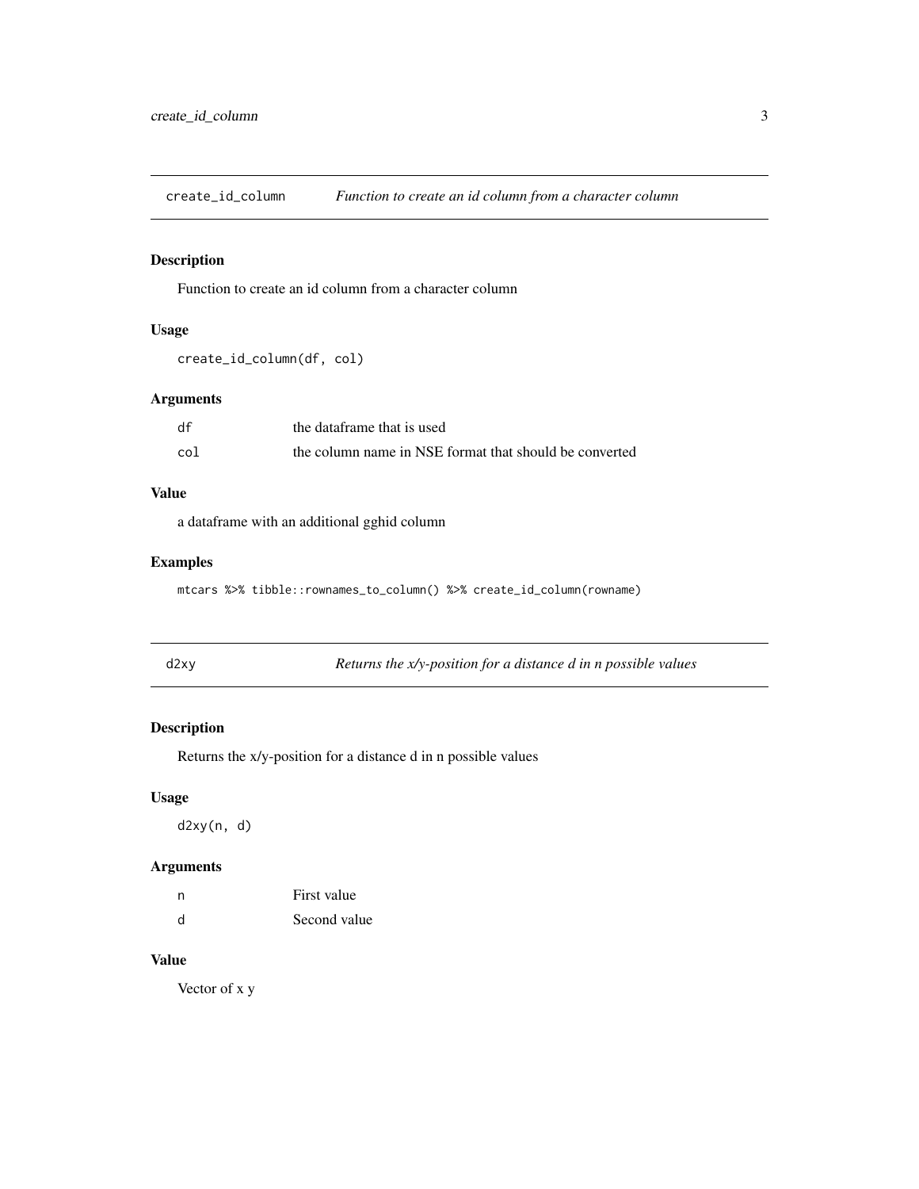## create_id_column — *Function to create an id column from a character column*

### Description

Function to create an id column from a character column

### Usage

```
create_id_column(df, col)
```

### Arguments

| | |
|---|---|
| df | the dataframe that is used |
| col | the column name in NSE format that should be converted |

### Value

a dataframe with an additional gghid column

### Examples

```
mtcars %>% tibble::rownames_to_column() %>% create_id_column(rowname)
```

## d2xy — *Returns the x/y-position for a distance d in n possible values*

### Description

Returns the x/y-position for a distance d in n possible values

### Usage

```
d2xy(n, d)
```

### Arguments

| | |
|---|---|
| n | First value |
| d | Second value |

### Value

Vector of x y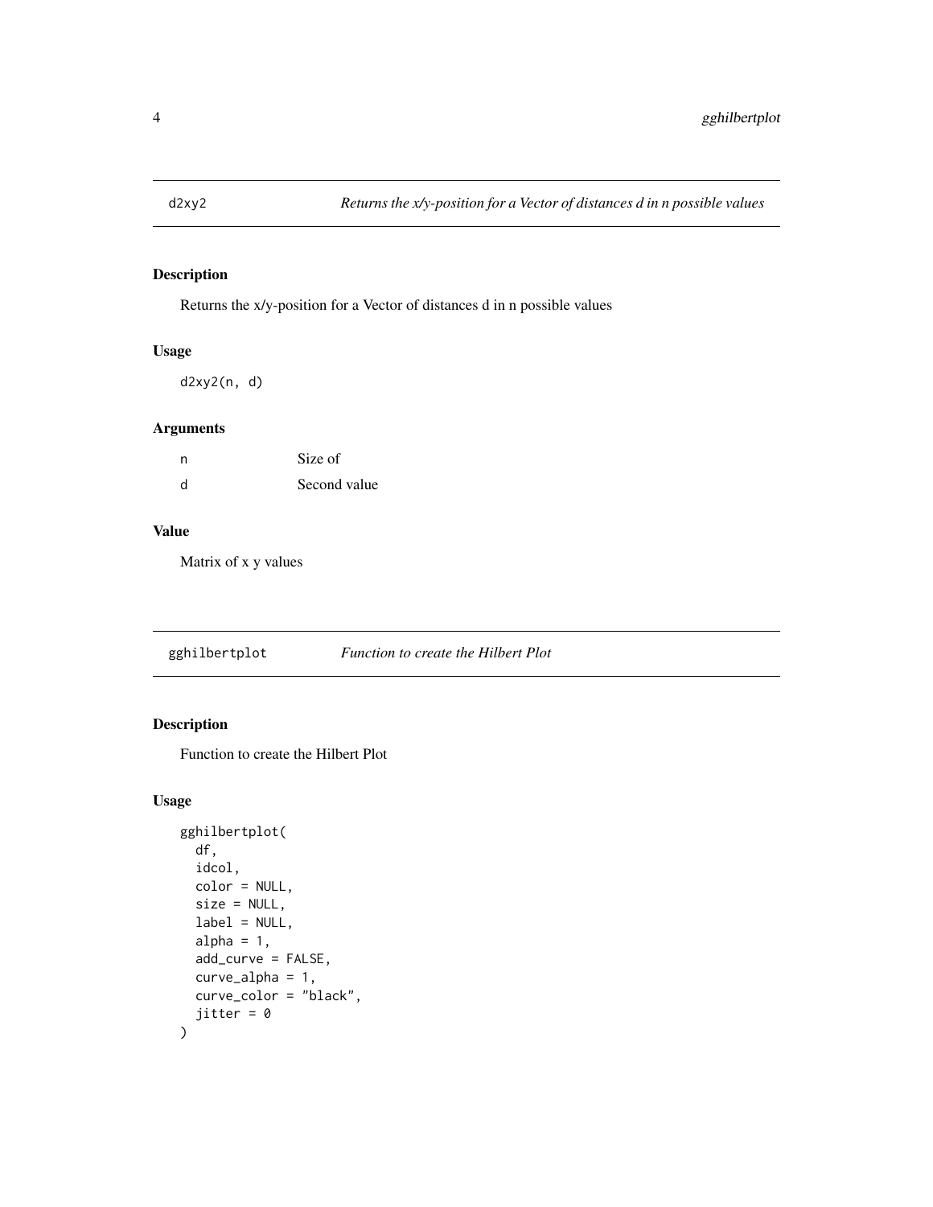## d2xy2 — *Returns the x/y-position for a Vector of distances d in n possible values*

### Description

Returns the x/y-position for a Vector of distances d in n possible values

### Usage

```
d2xy2(n, d)
```

### Arguments

| | |
|---|---|
| n | Size of |
| d | Second value |

### Value

Matrix of x y values

## gghilbertplot — *Function to create the Hilbert Plot*

### Description

Function to create the Hilbert Plot

### Usage

```
gghilbertplot(
  df,
  idcol,
  color = NULL,
  size = NULL,
  label = NULL,
  alpha = 1,
  add_curve = FALSE,
  curve_alpha = 1,
  curve_color = "black",
  jitter = 0
)
```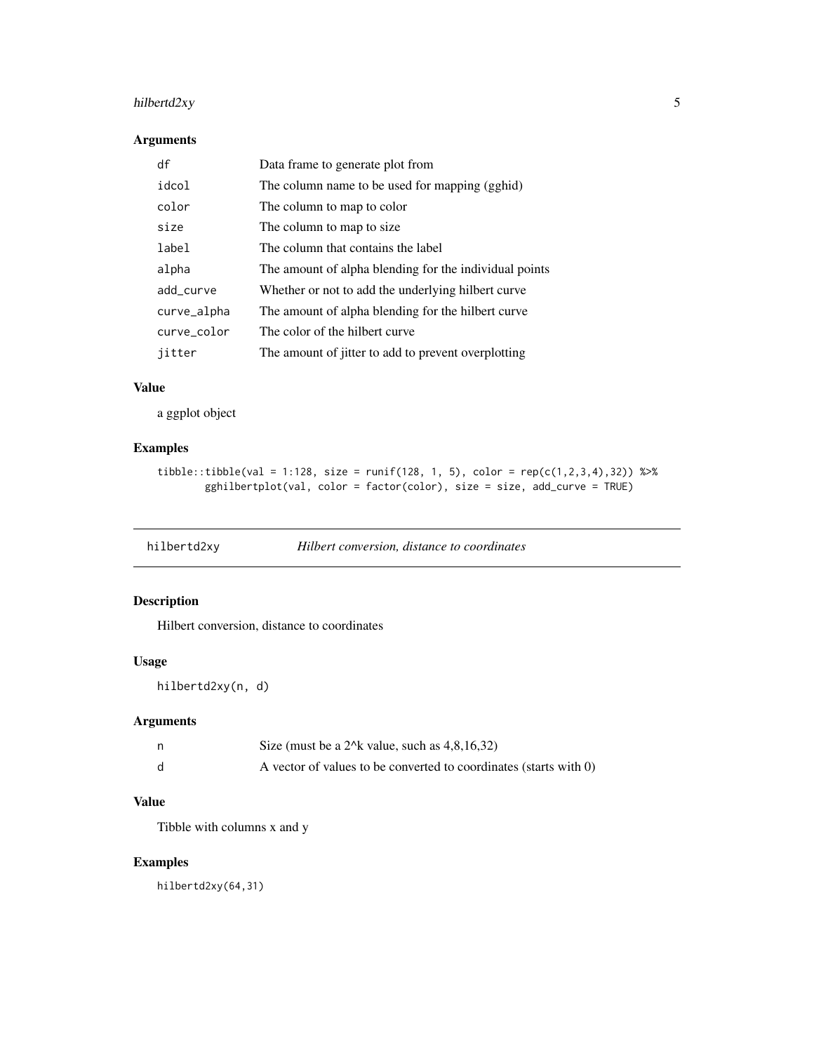### Arguments

| | |
|---|---|
| df | Data frame to generate plot from |
| idcol | The column name to be used for mapping (gghid) |
| color | The column to map to color |
| size | The column to map to size |
| label | The column that contains the label |
| alpha | The amount of alpha blending for the individual points |
| add_curve | Whether or not to add the underlying hilbert curve |
| curve_alpha | The amount of alpha blending for the hilbert curve |
| curve_color | The color of the hilbert curve |
| jitter | The amount of jitter to add to prevent overplotting |

### Value

a ggplot object

### Examples

```
tibble::tibble(val = 1:128, size = runif(128, 1, 5), color = rep(c(1,2,3,4),32)) %>%
        gghilbertplot(val, color = factor(color), size = size, add_curve = TRUE)
```

## hilbertd2xy *Hilbert conversion, distance to coordinates*

### Description

Hilbert conversion, distance to coordinates

### Usage

```
hilbertd2xy(n, d)
```

### Arguments

| | |
|---|---|
| n | Size (must be a 2^k value, such as 4,8,16,32) |
| d | A vector of values to be converted to coordinates (starts with 0) |

### Value

Tibble with columns x and y

### Examples

```
hilbertd2xy(64,31)
```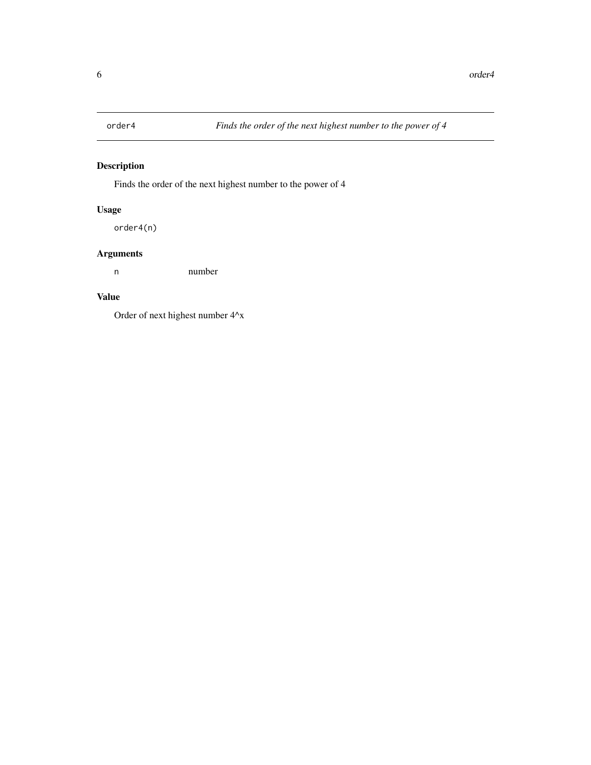## order4 *Finds the order of the next highest number to the power of 4*

### Description

Finds the order of the next highest number to the power of 4

### Usage

```
order4(n)
```

### Arguments

| | |
|---|---|
| n | number |

### Value

Order of next highest number 4^x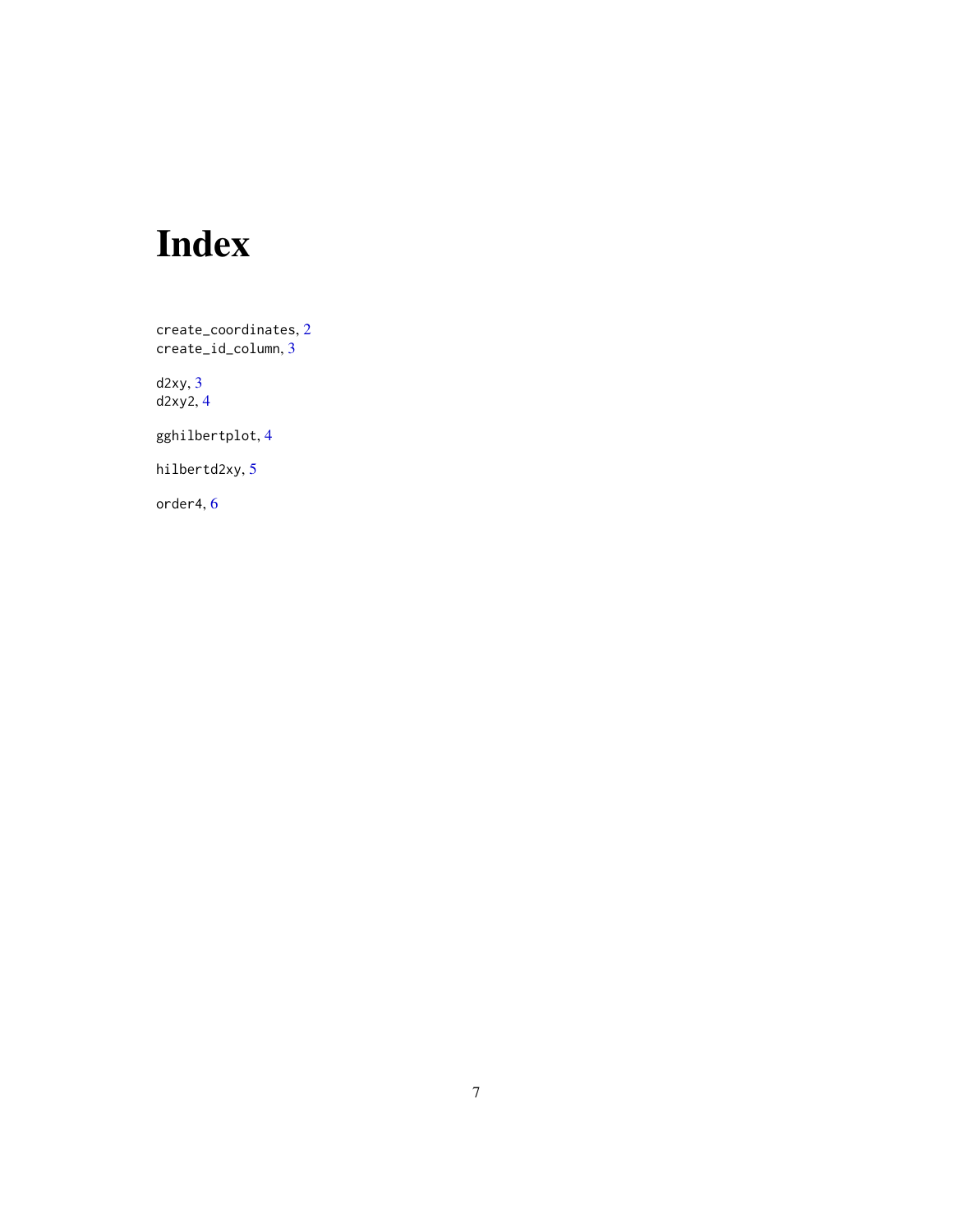# Index

create_coordinates, 2
create_id_column, 3

d2xy, 3
d2xy2, 4

gghilbertplot, 4

hilbertd2xy, 5

order4, 6